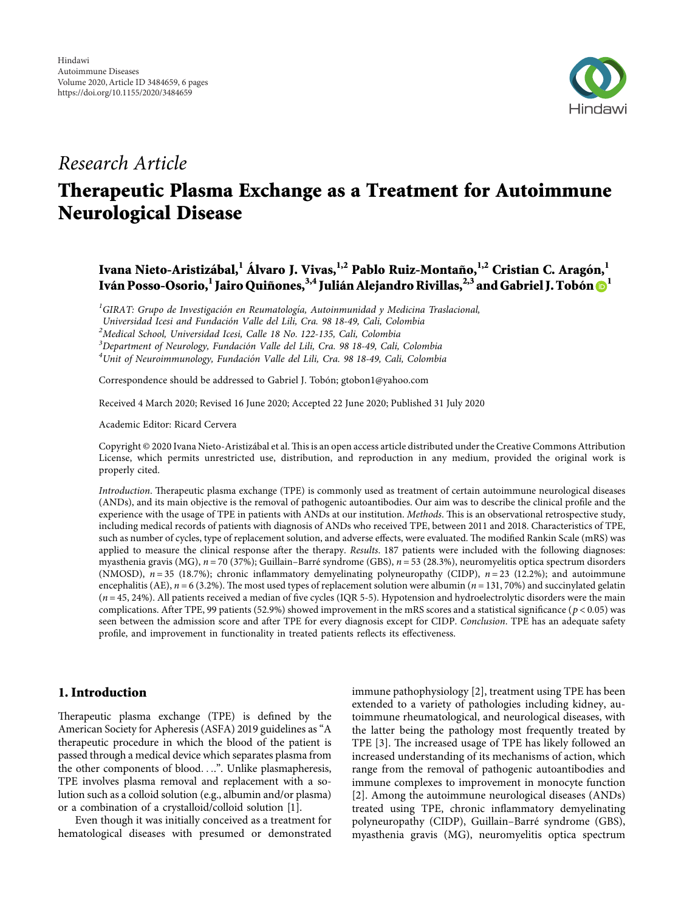Hindawi
Autoimmune Diseases
Volume 2020, Article ID 3484659, 6 pages
https://doi.org/10.1155/2020/3484659

*Research Article*

# Therapeutic Plasma Exchange as a Treatment for Autoimmune Neurological Disease

**Ivana Nieto-Aristizábal,[1] Álvaro J. Vivas,[1,2] Pablo Ruiz-Montaño,[1,2] Cristian C. Aragón,[1] Iván Posso-Osorio,[1] Jairo Quiñones,[3,4] Julián Alejandro Rivillas,[2,3] and Gabriel J. Tobón[1]**

[1] *GIRAT: Grupo de Investigación en Reumatología, Autoinmunidad y Medicina Traslacional, Universidad Icesi and Fundación Valle del Lili, Cra. 98 18-49, Cali, Colombia*
[2] *Medical School, Universidad Icesi, Calle 18 No. 122-135, Cali, Colombia*
[3] *Department of Neurology, Fundación Valle del Lili, Cra. 98 18-49, Cali, Colombia*
[4] *Unit of Neuroimmunology, Fundación Valle del Lili, Cra. 98 18-49, Cali, Colombia*

Correspondence should be addressed to Gabriel J. Tobón; gtobon1@yahoo.com

Received 4 March 2020; Revised 16 June 2020; Accepted 22 June 2020; Published 31 July 2020

Academic Editor: Ricard Cervera

Copyright © 2020 Ivana Nieto-Aristizábal et al. This is an open access article distributed under the Creative Commons Attribution License, which permits unrestricted use, distribution, and reproduction in any medium, provided the original work is properly cited.

*Introduction*. Therapeutic plasma exchange (TPE) is commonly used as treatment of certain autoimmune neurological diseases (ANDs), and its main objective is the removal of pathogenic autoantibodies. Our aim was to describe the clinical profile and the experience with the usage of TPE in patients with ANDs at our institution. *Methods*. This is an observational retrospective study, including medical records of patients with diagnosis of ANDs who received TPE, between 2011 and 2018. Characteristics of TPE, such as number of cycles, type of replacement solution, and adverse effects, were evaluated. The modified Rankin Scale (mRS) was applied to measure the clinical response after the therapy. *Results*. 187 patients were included with the following diagnoses: myasthenia gravis (MG), $n = 70$ (37%); Guillain–Barré syndrome (GBS), $n = 53$ (28.3%), neuromyelitis optica spectrum disorders (NMOSD), $n = 35$ (18.7%); chronic inflammatory demyelinating polyneuropathy (CIDP), $n = 23$ (12.2%); and autoimmune encephalitis (AE), $n = 6$ (3.2%). The most used types of replacement solution were albumin ($n = 131$, 70%) and succinylated gelatin ($n = 45$, 24%). All patients received a median of five cycles (IQR 5-5). Hypotension and hydroelectrolytic disorders were the main complications. After TPE, 99 patients (52.9%) showed improvement in the mRS scores and a statistical significance ($p < 0.05$) was seen between the admission score and after TPE for every diagnosis except for CIDP. *Conclusion*. TPE has an adequate safety profile, and improvement in functionality in treated patients reflects its effectiveness.

## 1. Introduction

Therapeutic plasma exchange (TPE) is defined by the American Society for Apheresis (ASFA) 2019 guidelines as "A therapeutic procedure in which the blood of the patient is passed through a medical device which separates plasma from the other components of blood. . ..". Unlike plasmapheresis, TPE involves plasma removal and replacement with a solution such as a colloid solution (e.g., albumin and/or plasma) or a combination of a crystalloid/colloid solution [1].

Even though it was initially conceived as a treatment for hematological diseases with presumed or demonstrated immune pathophysiology [2], treatment using TPE has been extended to a variety of pathologies including kidney, autoimmune rheumatological, and neurological diseases, with the latter being the pathology most frequently treated by TPE [3]. The increased usage of TPE has likely followed an increased understanding of its mechanisms of action, which range from the removal of pathogenic autoantibodies and immune complexes to improvement in monocyte function [2]. Among the autoimmune neurological diseases (ANDs) treated using TPE, chronic inflammatory demyelinating polyneuropathy (CIDP), Guillain–Barré syndrome (GBS), myasthenia gravis (MG), neuromyelitis optica spectrum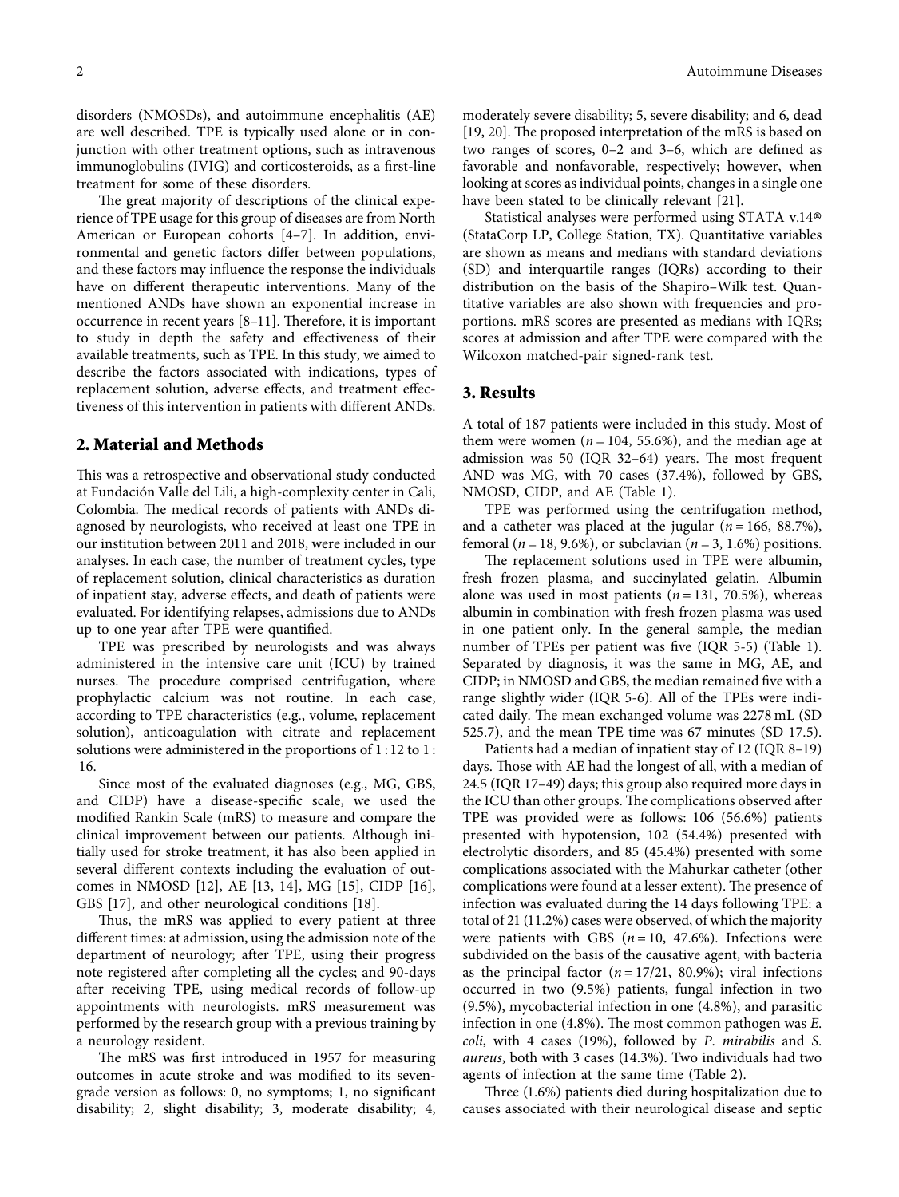disorders (NMOSDs), and autoimmune encephalitis (AE) are well described. TPE is typically used alone or in conjunction with other treatment options, such as intravenous immunoglobulins (IVIG) and corticosteroids, as a first-line treatment for some of these disorders.

The great majority of descriptions of the clinical experience of TPE usage for this group of diseases are from North American or European cohorts [4–7]. In addition, environmental and genetic factors differ between populations, and these factors may influence the response the individuals have on different therapeutic interventions. Many of the mentioned ANDs have shown an exponential increase in occurrence in recent years [8–11]. Therefore, it is important to study in depth the safety and effectiveness of their available treatments, such as TPE. In this study, we aimed to describe the factors associated with indications, types of replacement solution, adverse effects, and treatment effectiveness of this intervention in patients with different ANDs.

## 2. Material and Methods

This was a retrospective and observational study conducted at Fundación Valle del Lili, a high-complexity center in Cali, Colombia. The medical records of patients with ANDs diagnosed by neurologists, who received at least one TPE in our institution between 2011 and 2018, were included in our analyses. In each case, the number of treatment cycles, type of replacement solution, clinical characteristics as duration of inpatient stay, adverse effects, and death of patients were evaluated. For identifying relapses, admissions due to ANDs up to one year after TPE were quantified.

TPE was prescribed by neurologists and was always administered in the intensive care unit (ICU) by trained nurses. The procedure comprised centrifugation, where prophylactic calcium was not routine. In each case, according to TPE characteristics (e.g., volume, replacement solution), anticoagulation with citrate and replacement solutions were administered in the proportions of 1 : 12 to 1 : 16.

Since most of the evaluated diagnoses (e.g., MG, GBS, and CIDP) have a disease-specific scale, we used the modified Rankin Scale (mRS) to measure and compare the clinical improvement between our patients. Although initially used for stroke treatment, it has also been applied in several different contexts including the evaluation of outcomes in NMOSD [12], AE [13, 14], MG [15], CIDP [16], GBS [17], and other neurological conditions [18].

Thus, the mRS was applied to every patient at three different times: at admission, using the admission note of the department of neurology; after TPE, using their progress note registered after completing all the cycles; and 90-days after receiving TPE, using medical records of follow-up appointments with neurologists. mRS measurement was performed by the research group with a previous training by a neurology resident.

The mRS was first introduced in 1957 for measuring outcomes in acute stroke and was modified to its seven-grade version as follows: 0, no symptoms; 1, no significant disability; 2, slight disability; 3, moderate disability; 4, moderately severe disability; 5, severe disability; and 6, dead [19, 20]. The proposed interpretation of the mRS is based on two ranges of scores, 0–2 and 3–6, which are defined as favorable and nonfavorable, respectively; however, when looking at scores as individual points, changes in a single one have been stated to be clinically relevant [21].

Statistical analyses were performed using STATA v.14® (StataCorp LP, College Station, TX). Quantitative variables are shown as means and medians with standard deviations (SD) and interquartile ranges (IQRs) according to their distribution on the basis of the Shapiro–Wilk test. Quantitative variables are also shown with frequencies and proportions. mRS scores are presented as medians with IQRs; scores at admission and after TPE were compared with the Wilcoxon matched-pair signed-rank test.

## 3. Results

A total of 187 patients were included in this study. Most of them were women ($n = 104$, 55.6%), and the median age at admission was 50 (IQR 32–64) years. The most frequent AND was MG, with 70 cases (37.4%), followed by GBS, NMOSD, CIDP, and AE (Table 1).

TPE was performed using the centrifugation method, and a catheter was placed at the jugular ($n = 166$, 88.7%), femoral ($n = 18$, 9.6%), or subclavian ($n = 3$, 1.6%) positions.

The replacement solutions used in TPE were albumin, fresh frozen plasma, and succinylated gelatin. Albumin alone was used in most patients ($n = 131$, 70.5%), whereas albumin in combination with fresh frozen plasma was used in one patient only. In the general sample, the median number of TPEs per patient was five (IQR 5-5) (Table 1). Separated by diagnosis, it was the same in MG, AE, and CIDP; in NMOSD and GBS, the median remained five with a range slightly wider (IQR 5-6). All of the TPEs were indicated daily. The mean exchanged volume was 2278 mL (SD 525.7), and the mean TPE time was 67 minutes (SD 17.5).

Patients had a median of inpatient stay of 12 (IQR 8–19) days. Those with AE had the longest of all, with a median of 24.5 (IQR 17–49) days; this group also required more days in the ICU than other groups. The complications observed after TPE was provided were as follows: 106 (56.6%) patients presented with hypotension, 102 (54.4%) presented with electrolytic disorders, and 85 (45.4%) presented with some complications associated with the Mahurkar catheter (other complications were found at a lesser extent). The presence of infection was evaluated during the 14 days following TPE: a total of 21 (11.2%) cases were observed, of which the majority were patients with GBS ($n = 10$, 47.6%). Infections were subdivided on the basis of the causative agent, with bacteria as the principal factor ($n = 17/21$, 80.9%); viral infections occurred in two (9.5%) patients, fungal infection in two (9.5%), mycobacterial infection in one (4.8%), and parasitic infection in one (4.8%). The most common pathogen was *E. coli*, with 4 cases (19%), followed by *P. mirabilis* and *S. aureus*, both with 3 cases (14.3%). Two individuals had two agents of infection at the same time (Table 2).

Three (1.6%) patients died during hospitalization due to causes associated with their neurological disease and septic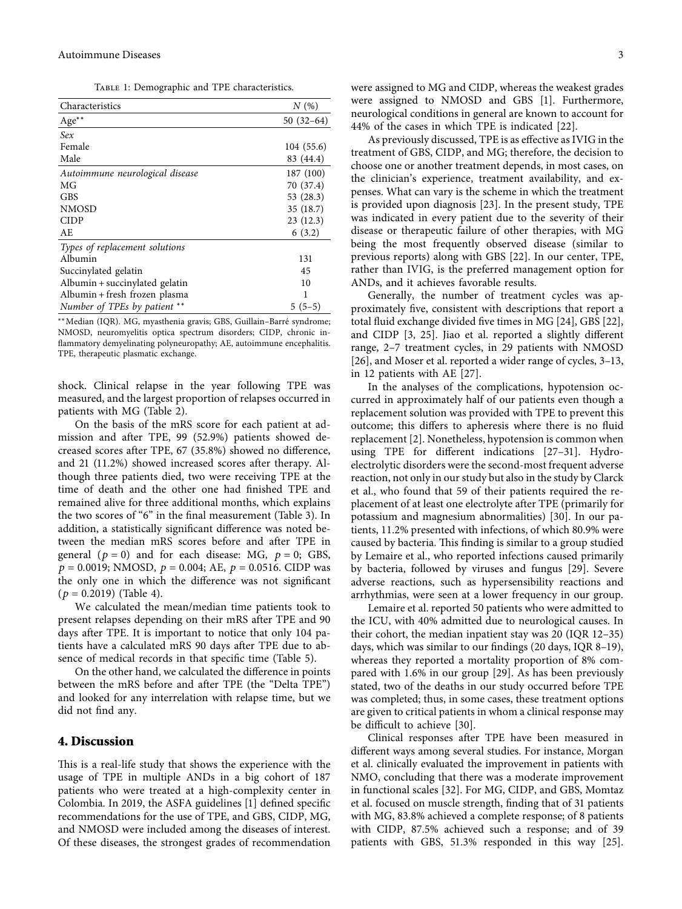Table 1: Demographic and TPE characteristics.

| Characteristics | N (%) |
|---|---|
| Age** | 50 (32–64) |
| *Sex* | |
| Female | 104 (55.6) |
| Male | 83 (44.4) |
| *Autoimmune neurological disease* | 187 (100) |
| MG | 70 (37.4) |
| GBS | 53 (28.3) |
| NMOSD | 35 (18.7) |
| CIDP | 23 (12.3) |
| AE | 6 (3.2) |
| *Types of replacement solutions* | |
| Albumin | 131 |
| Succinylated gelatin | 45 |
| Albumin + succinylated gelatin | 10 |
| Albumin + fresh frozen plasma | 1 |
| *Number of TPEs by patient* ** | 5 (5–5) |

** Median (IQR). MG, myasthenia gravis; GBS, Guillain–Barré syndrome; NMOSD, neuromyelitis optica spectrum disorders; CIDP, chronic inflammatory demyelinating polyneuropathy; AE, autoimmune encephalitis. TPE, therapeutic plasmatic exchange.

shock. Clinical relapse in the year following TPE was measured, and the largest proportion of relapses occurred in patients with MG (Table 2).

On the basis of the mRS score for each patient at admission and after TPE, 99 (52.9%) patients showed decreased scores after TPE, 67 (35.8%) showed no difference, and 21 (11.2%) showed increased scores after therapy. Although three patients died, two were receiving TPE at the time of death and the other one had finished TPE and remained alive for three additional months, which explains the two scores of "6" in the final measurement (Table 3). In addition, a statistically significant difference was noted between the median mRS scores before and after TPE in general ($p = 0$) and for each disease: MG, $p = 0$; GBS, $p = 0.0019$; NMOSD, $p = 0.004$; AE, $p = 0.0516$. CIDP was the only one in which the difference was not significant ($p = 0.2019$) (Table 4).

We calculated the mean/median time patients took to present relapses depending on their mRS after TPE and 90 days after TPE. It is important to notice that only 104 patients have a calculated mRS 90 days after TPE due to absence of medical records in that specific time (Table 5).

On the other hand, we calculated the difference in points between the mRS before and after TPE (the "Delta TPE") and looked for any interrelation with relapse time, but we did not find any.

## 4. Discussion

This is a real-life study that shows the experience with the usage of TPE in multiple ANDs in a big cohort of 187 patients who were treated at a high-complexity center in Colombia. In 2019, the ASFA guidelines [1] defined specific recommendations for the use of TPE, and GBS, CIDP, MG, and NMOSD were included among the diseases of interest. Of these diseases, the strongest grades of recommendation were assigned to MG and CIDP, whereas the weakest grades were assigned to NMOSD and GBS [1]. Furthermore, neurological conditions in general are known to account for 44% of the cases in which TPE is indicated [22].

As previously discussed, TPE is as effective as IVIG in the treatment of GBS, CIDP, and MG; therefore, the decision to choose one or another treatment depends, in most cases, on the clinician's experience, treatment availability, and expenses. What can vary is the scheme in which the treatment is provided upon diagnosis [23]. In the present study, TPE was indicated in every patient due to the severity of their disease or therapeutic failure of other therapies, with MG being the most frequently observed disease (similar to previous reports) along with GBS [22]. In our center, TPE, rather than IVIG, is the preferred management option for ANDs, and it achieves favorable results.

Generally, the number of treatment cycles was approximately five, consistent with descriptions that report a total fluid exchange divided five times in MG [24], GBS [22], and CIDP [3, 25]. Jiao et al. reported a slightly different range, 2–7 treatment cycles, in 29 patients with NMOSD [26], and Moser et al. reported a wider range of cycles, 3–13, in 12 patients with AE [27].

In the analyses of the complications, hypotension occurred in approximately half of our patients even though a replacement solution was provided with TPE to prevent this outcome; this differs to apheresis where there is no fluid replacement [2]. Nonetheless, hypotension is common when using TPE for different indications [27–31]. Hydroelectrolytic disorders were the second-most frequent adverse reaction, not only in our study but also in the study by Clarck et al., who found that 59 of their patients required the replacement of at least one electrolyte after TPE (primarily for potassium and magnesium abnormalities) [30]. In our patients, 11.2% presented with infections, of which 80.9% were caused by bacteria. This finding is similar to a group studied by Lemaire et al., who reported infections caused primarily by bacteria, followed by viruses and fungus [29]. Severe adverse reactions, such as hypersensitivity reactions and arrhythmias, were seen at a lower frequency in our group.

Lemaire et al. reported 50 patients who were admitted to the ICU, with 40% admitted due to neurological causes. In their cohort, the median inpatient stay was 20 (IQR 12–35) days, which was similar to our findings (20 days, IQR 8–19), whereas they reported a mortality proportion of 8% compared with 1.6% in our group [29]. As has been previously stated, two of the deaths in our study occurred before TPE was completed; thus, in some cases, these treatment options are given to critical patients in whom a clinical response may be difficult to achieve [30].

Clinical responses after TPE have been measured in different ways among several studies. For instance, Morgan et al. clinically evaluated the improvement in patients with NMO, concluding that there was a moderate improvement in functional scales [32]. For MG, CIDP, and GBS, Momtaz et al. focused on muscle strength, finding that of 31 patients with MG, 83.8% achieved a complete response; of 8 patients with CIDP, 87.5% achieved such a response; and of 39 patients with GBS, 51.3% responded in this way [25].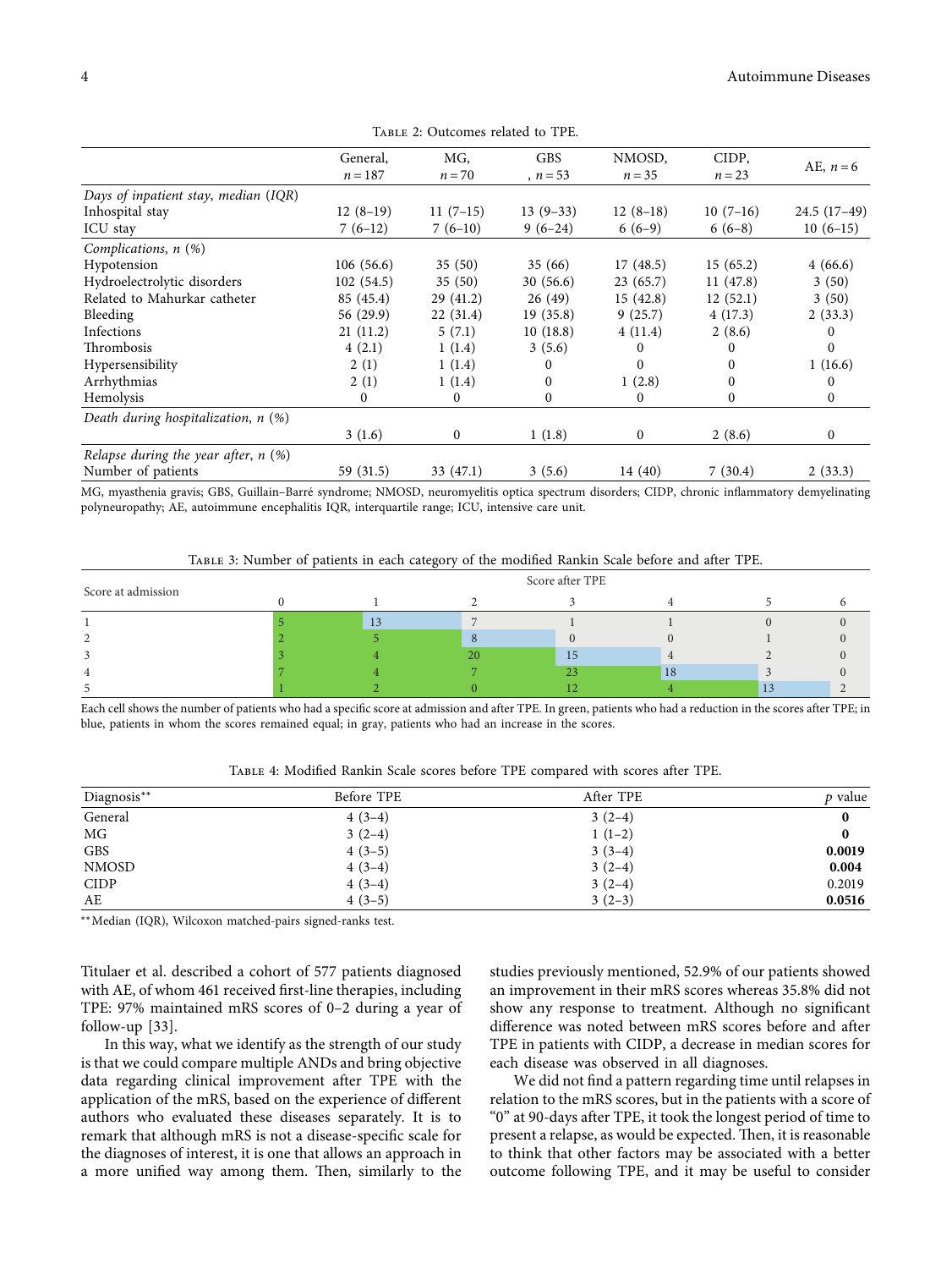Table 2: Outcomes related to TPE.

| | General, $n = 187$ | MG, $n = 70$ | GBS, $n = 53$ | NMOSD, $n = 35$ | CIDP, $n = 23$ | AE, $n = 6$ |
|---|---|---|---|---|---|---|
| *Days of inpatient stay, median (IQR)* | | | | | | |
| Inhospital stay | 12 (8–19) | 11 (7–15) | 13 (9–33) | 12 (8–18) | 10 (7–16) | 24.5 (17–49) |
| ICU stay | 7 (6–12) | 7 (6–10) | 9 (6–24) | 6 (6–9) | 6 (6–8) | 10 (6–15) |
| *Complications, n (%)* | | | | | | |
| Hypotension | 106 (56.6) | 35 (50) | 35 (66) | 17 (48.5) | 15 (65.2) | 4 (66.6) |
| Hydroelectrolytic disorders | 102 (54.5) | 35 (50) | 30 (56.6) | 23 (65.7) | 11 (47.8) | 3 (50) |
| Related to Mahurkar catheter | 85 (45.4) | 29 (41.2) | 26 (49) | 15 (42.8) | 12 (52.1) | 3 (50) |
| Bleeding | 56 (29.9) | 22 (31.4) | 19 (35.8) | 9 (25.7) | 4 (17.3) | 2 (33.3) |
| Infections | 21 (11.2) | 5 (7.1) | 10 (18.8) | 4 (11.4) | 2 (8.6) | 0 |
| Thrombosis | 4 (2.1) | 1 (1.4) | 3 (5.6) | 0 | 0 | 0 |
| Hypersensibility | 2 (1) | 1 (1.4) | 0 | 0 | 0 | 1 (16.6) |
| Arrhythmias | 2 (1) | 1 (1.4) | 0 | 1 (2.8) | 0 | 0 |
| Hemolysis | 0 | 0 | 0 | 0 | 0 | 0 |
| *Death during hospitalization, n (%)* | | | | | | |
| | 3 (1.6) | 0 | 1 (1.8) | 0 | 2 (8.6) | 0 |
| *Relapse during the year after, n (%)* | | | | | | |
| Number of patients | 59 (31.5) | 33 (47.1) | 3 (5.6) | 14 (40) | 7 (30.4) | 2 (33.3) |

MG, myasthenia gravis; GBS, Guillain–Barré syndrome; NMOSD, neuromyelitis optica spectrum disorders; CIDP, chronic inflammatory demyelinating polyneuropathy; AE, autoimmune encephalitis IQR, interquartile range; ICU, intensive care unit.

Table 3: Number of patients in each category of the modified Rankin Scale before and after TPE.

| Score at admission | Score after TPE | | | | | | |
|---|---|---|---|---|---|---|---|
| | 0 | 1 | 2 | 3 | 4 | 5 | 6 |
| 1 | 5 | 13 | 7 | 1 | 1 | 0 | 0 |
| 2 | 2 | 5 | 8 | 0 | 0 | 1 | 0 |
| 3 | 3 | 4 | 20 | 15 | 4 | 2 | 0 |
| 4 | 7 | 4 | 7 | 23 | 18 | 3 | 0 |
| 5 | 1 | 2 | 0 | 12 | 4 | 13 | 2 |

Each cell shows the number of patients who had a specific score at admission and after TPE. In green, patients who had a reduction in the scores after TPE; in blue, patients in whom the scores remained equal; in gray, patients who had an increase in the scores.

Table 4: Modified Rankin Scale scores before TPE compared with scores after TPE.

| Diagnosis** | Before TPE | After TPE | $p$ value |
|---|---|---|---|
| General | 4 (3–4) | 3 (2–4) | **0** |
| MG | 3 (2–4) | 1 (1–2) | **0** |
| GBS | 4 (3–5) | 3 (3–4) | **0.0019** |
| NMOSD | 4 (3–4) | 3 (2–4) | **0.004** |
| CIDP | 4 (3–4) | 3 (2–4) | 0.2019 |
| AE | 4 (3–5) | 3 (2–3) | **0.0516** |

**Median (IQR), Wilcoxon matched-pairs signed-ranks test.

Titulaer et al. described a cohort of 577 patients diagnosed with AE, of whom 461 received first-line therapies, including TPE: 97% maintained mRS scores of 0–2 during a year of follow-up [33].

In this way, what we identify as the strength of our study is that we could compare multiple ANDs and bring objective data regarding clinical improvement after TPE with the application of the mRS, based on the experience of different authors who evaluated these diseases separately. It is to remark that although mRS is not a disease-specific scale for the diagnoses of interest, it is one that allows an approach in a more unified way among them. Then, similarly to the studies previously mentioned, 52.9% of our patients showed an improvement in their mRS scores whereas 35.8% did not show any response to treatment. Although no significant difference was noted between mRS scores before and after TPE in patients with CIDP, a decrease in median scores for each disease was observed in all diagnoses.

We did not find a pattern regarding time until relapses in relation to the mRS scores, but in the patients with a score of "0" at 90-days after TPE, it took the longest period of time to present a relapse, as would be expected. Then, it is reasonable to think that other factors may be associated with a better outcome following TPE, and it may be useful to consider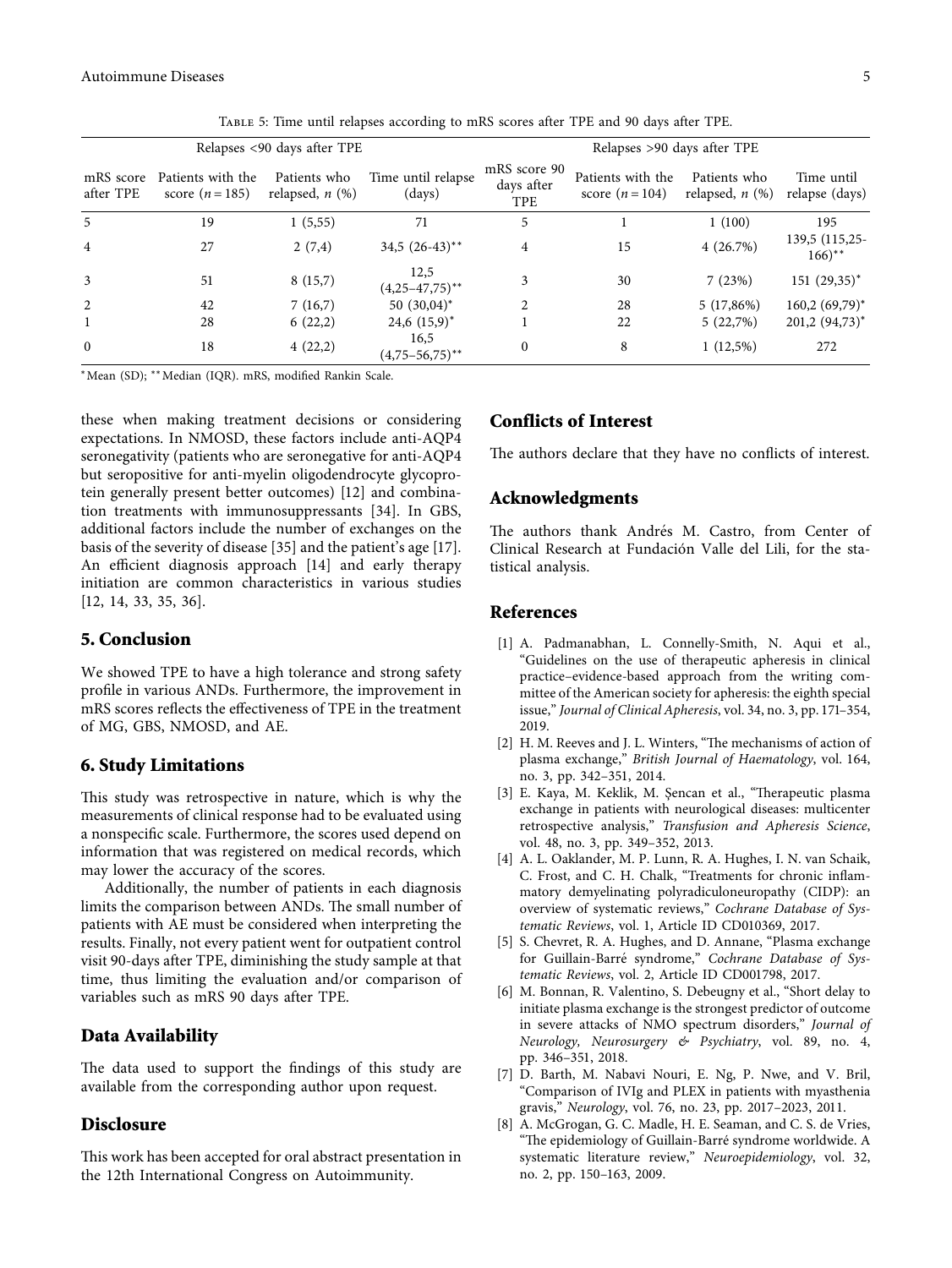Table 5: Time until relapses according to mRS scores after TPE and 90 days after TPE.

| Relapses <90 days after TPE | | | | Relapses >90 days after TPE | | | |
|---|---|---|---|---|---|---|---|
| mRS score after TPE | Patients with the score ($n = 185$) | Patients who relapsed, $n$ (%) | Time until relapse (days) | mRS score 90 days after TPE | Patients with the score ($n = 104$) | Patients who relapsed, $n$ (%) | Time until relapse (days) |
| 5 | 19 | 1 (5,55) | 71 | 5 | 1 | 1 (100) | 195 |
| 4 | 27 | 2 (7,4) | 34,5 (26-43)** | 4 | 15 | 4 (26.7%) | 139,5 (115,25-166)** |
| 3 | 51 | 8 (15,7) | 12,5 (4,25–47,75)** | 3 | 30 | 7 (23%) | 151 (29,35)* |
| 2 | 42 | 7 (16,7) | 50 (30,04)* | 2 | 28 | 5 (17,86%) | 160,2 (69,79)* |
| 1 | 28 | 6 (22,2) | 24,6 (15,9)* | 1 | 22 | 5 (22,7%) | 201,2 (94,73)* |
| 0 | 18 | 4 (22,2) | 16,5 (4,75–56,75)** | 0 | 8 | 1 (12,5%) | 272 |

*Mean (SD); **Median (IQR). mRS, modified Rankin Scale.

these when making treatment decisions or considering expectations. In NMOSD, these factors include anti-AQP4 seronegativity (patients who are seronegative for anti-AQP4 but seropositive for anti-myelin oligodendrocyte glycoprotein generally present better outcomes) [12] and combination treatments with immunosuppressants [34]. In GBS, additional factors include the number of exchanges on the basis of the severity of disease [35] and the patient's age [17]. An efficient diagnosis approach [14] and early therapy initiation are common characteristics in various studies [12, 14, 33, 35, 36].

## 5. Conclusion

We showed TPE to have a high tolerance and strong safety profile in various ANDs. Furthermore, the improvement in mRS scores reflects the effectiveness of TPE in the treatment of MG, GBS, NMOSD, and AE.

## 6. Study Limitations

This study was retrospective in nature, which is why the measurements of clinical response had to be evaluated using a nonspecific scale. Furthermore, the scores used depend on information that was registered on medical records, which may lower the accuracy of the scores.

Additionally, the number of patients in each diagnosis limits the comparison between ANDs. The small number of patients with AE must be considered when interpreting the results. Finally, not every patient went for outpatient control visit 90-days after TPE, diminishing the study sample at that time, thus limiting the evaluation and/or comparison of variables such as mRS 90 days after TPE.

## Data Availability

The data used to support the findings of this study are available from the corresponding author upon request.

## Disclosure

This work has been accepted for oral abstract presentation in the 12th International Congress on Autoimmunity.

## Conflicts of Interest

The authors declare that they have no conflicts of interest.

## Acknowledgments

The authors thank Andrés M. Castro, from Center of Clinical Research at Fundación Valle del Lili, for the statistical analysis.

## References

[1] A. Padmanabhan, L. Connelly-Smith, N. Aqui et al., "Guidelines on the use of therapeutic apheresis in clinical practice–evidence-based approach from the writing committee of the American society for apheresis: the eighth special issue," *Journal of Clinical Apheresis*, vol. 34, no. 3, pp. 171–354, 2019.

[2] H. M. Reeves and J. L. Winters, "The mechanisms of action of plasma exchange," *British Journal of Haematology*, vol. 164, no. 3, pp. 342–351, 2014.

[3] E. Kaya, M. Keklik, M. Şencan et al., "Therapeutic plasma exchange in patients with neurological diseases: multicenter retrospective analysis," *Transfusion and Apheresis Science*, vol. 48, no. 3, pp. 349–352, 2013.

[4] A. L. Oaklander, M. P. Lunn, R. A. Hughes, I. N. van Schaik, C. Frost, and C. H. Chalk, "Treatments for chronic inflammatory demyelinating polyradiculoneuropathy (CIDP): an overview of systematic reviews," *Cochrane Database of Systematic Reviews*, vol. 1, Article ID CD010369, 2017.

[5] S. Chevret, R. A. Hughes, and D. Annane, "Plasma exchange for Guillain-Barré syndrome," *Cochrane Database of Systematic Reviews*, vol. 2, Article ID CD001798, 2017.

[6] M. Bonnan, R. Valentino, S. Debeugny et al., "Short delay to initiate plasma exchange is the strongest predictor of outcome in severe attacks of NMO spectrum disorders," *Journal of Neurology, Neurosurgery & Psychiatry*, vol. 89, no. 4, pp. 346–351, 2018.

[7] D. Barth, M. Nabavi Nouri, E. Ng, P. Nwe, and V. Bril, "Comparison of IVIg and PLEX in patients with myasthenia gravis," *Neurology*, vol. 76, no. 23, pp. 2017–2023, 2011.

[8] A. McGrogan, G. C. Madle, H. E. Seaman, and C. S. de Vries, "The epidemiology of Guillain-Barré syndrome worldwide. A systematic literature review," *Neuroepidemiology*, vol. 32, no. 2, pp. 150–163, 2009.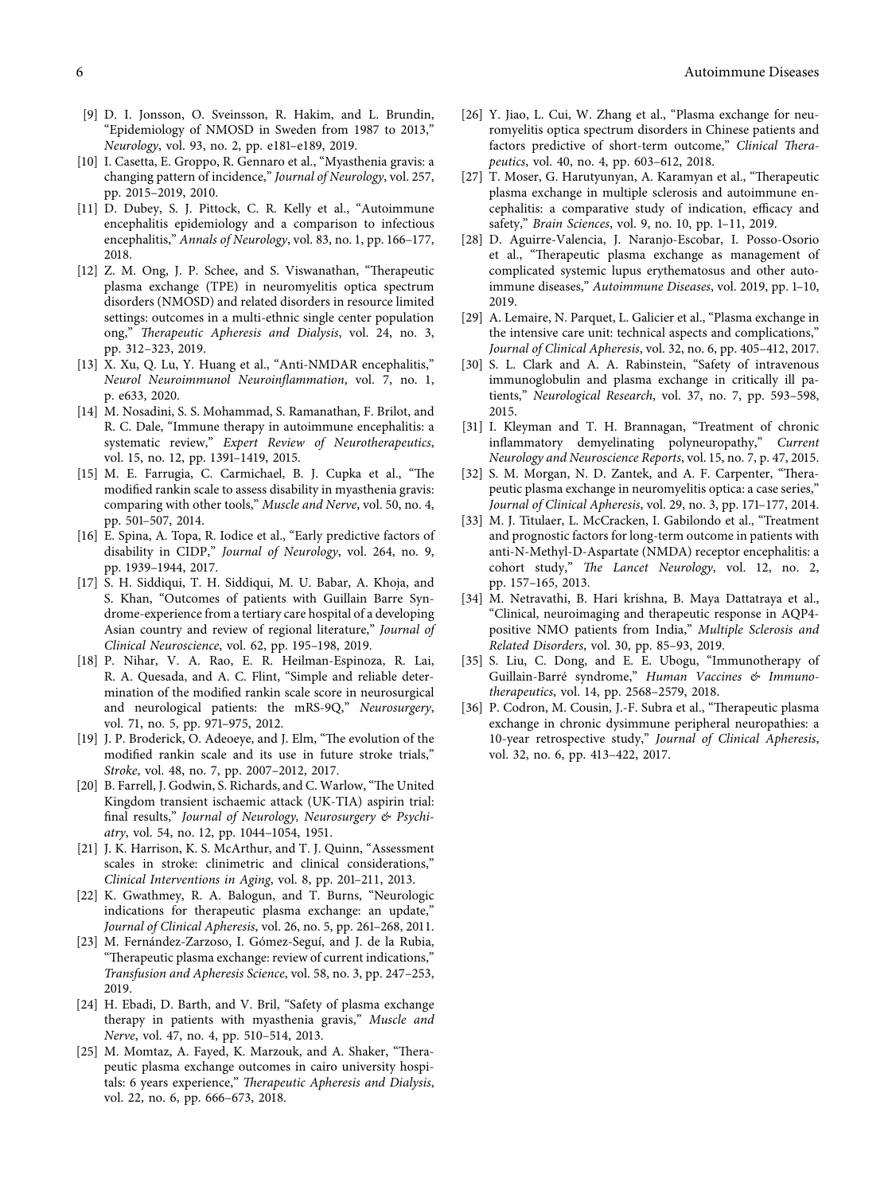[9] D. I. Jonsson, O. Sveinsson, R. Hakim, and L. Brundin, "Epidemiology of NMOSD in Sweden from 1987 to 2013," *Neurology*, vol. 93, no. 2, pp. e181–e189, 2019.

[10] I. Casetta, E. Groppo, R. Gennaro et al., "Myasthenia gravis: a changing pattern of incidence," *Journal of Neurology*, vol. 257, pp. 2015–2019, 2010.

[11] D. Dubey, S. J. Pittock, C. R. Kelly et al., "Autoimmune encephalitis epidemiology and a comparison to infectious encephalitis," *Annals of Neurology*, vol. 83, no. 1, pp. 166–177, 2018.

[12] Z. M. Ong, J. P. Schee, and S. Viswanathan, "Therapeutic plasma exchange (TPE) in neuromyelitis optica spectrum disorders (NMOSD) and related disorders in resource limited settings: outcomes in a multi-ethnic single center population ong," *Therapeutic Apheresis and Dialysis*, vol. 24, no. 3, pp. 312–323, 2019.

[13] X. Xu, Q. Lu, Y. Huang et al., "Anti-NMDAR encephalitis," *Neurol Neuroimmunol Neuroinflammation*, vol. 7, no. 1, p. e633, 2020.

[14] M. Nosadini, S. S. Mohammad, S. Ramanathan, F. Brilot, and R. C. Dale, "Immune therapy in autoimmune encephalitis: a systematic review," *Expert Review of Neurotherapeutics*, vol. 15, no. 12, pp. 1391–1419, 2015.

[15] M. E. Farrugia, C. Carmichael, B. J. Cupka et al., "The modified rankin scale to assess disability in myasthenia gravis: comparing with other tools," *Muscle and Nerve*, vol. 50, no. 4, pp. 501–507, 2014.

[16] E. Spina, A. Topa, R. Iodice et al., "Early predictive factors of disability in CIDP," *Journal of Neurology*, vol. 264, no. 9, pp. 1939–1944, 2017.

[17] S. H. Siddiqui, T. H. Siddiqui, M. U. Babar, A. Khoja, and S. Khan, "Outcomes of patients with Guillain Barre Syndrome-experience from a tertiary care hospital of a developing Asian country and review of regional literature," *Journal of Clinical Neuroscience*, vol. 62, pp. 195–198, 2019.

[18] P. Nihar, V. A. Rao, E. R. Heilman-Espinoza, R. Lai, R. A. Quesada, and A. C. Flint, "Simple and reliable determination of the modified rankin scale score in neurosurgical and neurological patients: the mRS-9Q," *Neurosurgery*, vol. 71, no. 5, pp. 971–975, 2012.

[19] J. P. Broderick, O. Adeoeye, and J. Elm, "The evolution of the modified rankin scale and its use in future stroke trials," *Stroke*, vol. 48, no. 7, pp. 2007–2012, 2017.

[20] B. Farrell, J. Godwin, S. Richards, and C. Warlow, "The United Kingdom transient ischaemic attack (UK-TIA) aspirin trial: final results," *Journal of Neurology, Neurosurgery & Psychiatry*, vol. 54, no. 12, pp. 1044–1054, 1951.

[21] J. K. Harrison, K. S. McArthur, and T. J. Quinn, "Assessment scales in stroke: clinimetric and clinical considerations," *Clinical Interventions in Aging*, vol. 8, pp. 201–211, 2013.

[22] K. Gwathmey, R. A. Balogun, and T. Burns, "Neurologic indications for therapeutic plasma exchange: an update," *Journal of Clinical Apheresis*, vol. 26, no. 5, pp. 261–268, 2011.

[23] M. Fernández-Zarzoso, I. Gómez-Seguí, and J. de la Rubia, "Therapeutic plasma exchange: review of current indications," *Transfusion and Apheresis Science*, vol. 58, no. 3, pp. 247–253, 2019.

[24] H. Ebadi, D. Barth, and V. Bril, "Safety of plasma exchange therapy in patients with myasthenia gravis," *Muscle and Nerve*, vol. 47, no. 4, pp. 510–514, 2013.

[25] M. Momtaz, A. Fayed, K. Marzouk, and A. Shaker, "Therapeutic plasma exchange outcomes in cairo university hospitals: 6 years experience," *Therapeutic Apheresis and Dialysis*, vol. 22, no. 6, pp. 666–673, 2018.

[26] Y. Jiao, L. Cui, W. Zhang et al., "Plasma exchange for neuromyelitis optica spectrum disorders in Chinese patients and factors predictive of short-term outcome," *Clinical Therapeutics*, vol. 40, no. 4, pp. 603–612, 2018.

[27] T. Moser, G. Harutyunyan, A. Karamyan et al., "Therapeutic plasma exchange in multiple sclerosis and autoimmune encephalitis: a comparative study of indication, efficacy and safety," *Brain Sciences*, vol. 9, no. 10, pp. 1–11, 2019.

[28] D. Aguirre-Valencia, J. Naranjo-Escobar, I. Posso-Osorio et al., "Therapeutic plasma exchange as management of complicated systemic lupus erythematosus and other autoimmune diseases," *Autoimmune Diseases*, vol. 2019, pp. 1–10, 2019.

[29] A. Lemaire, N. Parquet, L. Galicier et al., "Plasma exchange in the intensive care unit: technical aspects and complications," *Journal of Clinical Apheresis*, vol. 32, no. 6, pp. 405–412, 2017.

[30] S. L. Clark and A. A. Rabinstein, "Safety of intravenous immunoglobulin and plasma exchange in critically ill patients," *Neurological Research*, vol. 37, no. 7, pp. 593–598, 2015.

[31] I. Kleyman and T. H. Brannagan, "Treatment of chronic inflammatory demyelinating polyneuropathy," *Current Neurology and Neuroscience Reports*, vol. 15, no. 7, p. 47, 2015.

[32] S. M. Morgan, N. D. Zantek, and A. F. Carpenter, "Therapeutic plasma exchange in neuromyelitis optica: a case series," *Journal of Clinical Apheresis*, vol. 29, no. 3, pp. 171–177, 2014.

[33] M. J. Titulaer, L. McCracken, I. Gabilondo et al., "Treatment and prognostic factors for long-term outcome in patients with anti-N-Methyl-D-Aspartate (NMDA) receptor encephalitis: a cohort study," *The Lancet Neurology*, vol. 12, no. 2, pp. 157–165, 2013.

[34] M. Netravathi, B. Hari krishna, B. Maya Dattatraya et al., "Clinical, neuroimaging and therapeutic response in AQP4-positive NMO patients from India," *Multiple Sclerosis and Related Disorders*, vol. 30, pp. 85–93, 2019.

[35] S. Liu, C. Dong, and E. E. Ubogu, "Immunotherapy of Guillain-Barré syndrome," *Human Vaccines & Immunotherapeutics*, vol. 14, pp. 2568–2579, 2018.

[36] P. Codron, M. Cousin, J.-F. Subra et al., "Therapeutic plasma exchange in chronic dysimmune peripheral neuropathies: a 10-year retrospective study," *Journal of Clinical Apheresis*, vol. 32, no. 6, pp. 413–422, 2017.